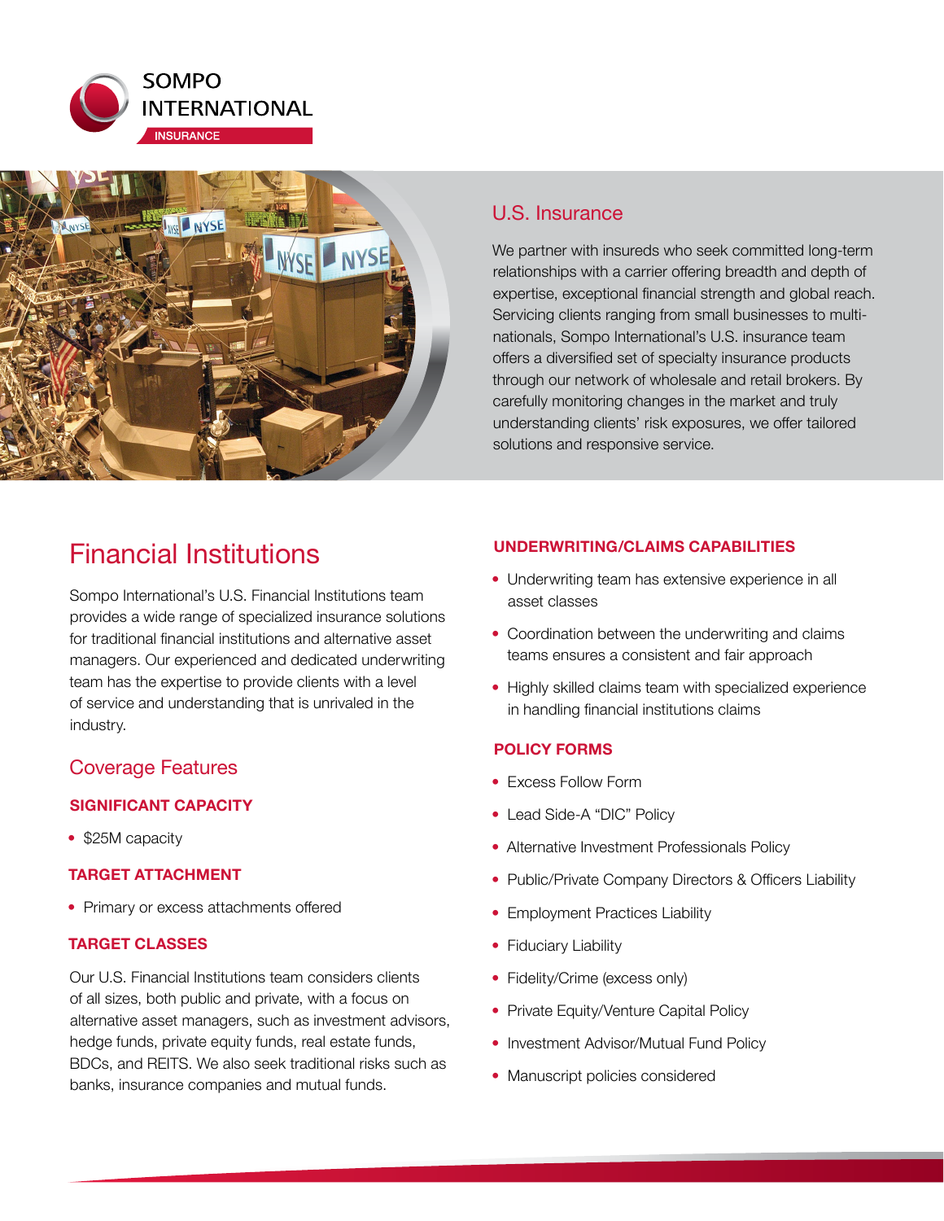SOMPO INTERNATIONAL

INSURANCE

## U.S. Insurance

We partner with insureds who seek committed long-term relationships with a carrier offering breadth and depth of expertise, exceptional financial strength and global reach. Servicing clients ranging from small businesses to multi-nationals, Sompo International's U.S. insurance team offers a diversified set of specialty insurance products through our network of wholesale and retail brokers. By carefully monitoring changes in the market and truly understanding clients' risk exposures, we offer tailored solutions and responsive service.

# Financial Institutions

Sompo International's U.S. Financial Institutions team provides a wide range of specialized insurance solutions for traditional financial institutions and alternative asset managers. Our experienced and dedicated underwriting team has the expertise to provide clients with a level of service and understanding that is unrivaled in the industry.

## Coverage Features

### SIGNIFICANT CAPACITY

- $25M capacity

### TARGET ATTACHMENT

- Primary or excess attachments offered

### TARGET CLASSES

Our U.S. Financial Institutions team considers clients of all sizes, both public and private, with a focus on alternative asset managers, such as investment advisors, hedge funds, private equity funds, real estate funds, BDCs, and REITS. We also seek traditional risks such as banks, insurance companies and mutual funds.

### UNDERWRITING/CLAIMS CAPABILITIES

- Underwriting team has extensive experience in all asset classes
- Coordination between the underwriting and claims teams ensures a consistent and fair approach
- Highly skilled claims team with specialized experience in handling financial institutions claims

### POLICY FORMS

- Excess Follow Form
- Lead Side-A "DIC" Policy
- Alternative Investment Professionals Policy
- Public/Private Company Directors & Officers Liability
- Employment Practices Liability
- Fiduciary Liability
- Fidelity/Crime (excess only)
- Private Equity/Venture Capital Policy
- Investment Advisor/Mutual Fund Policy
- Manuscript policies considered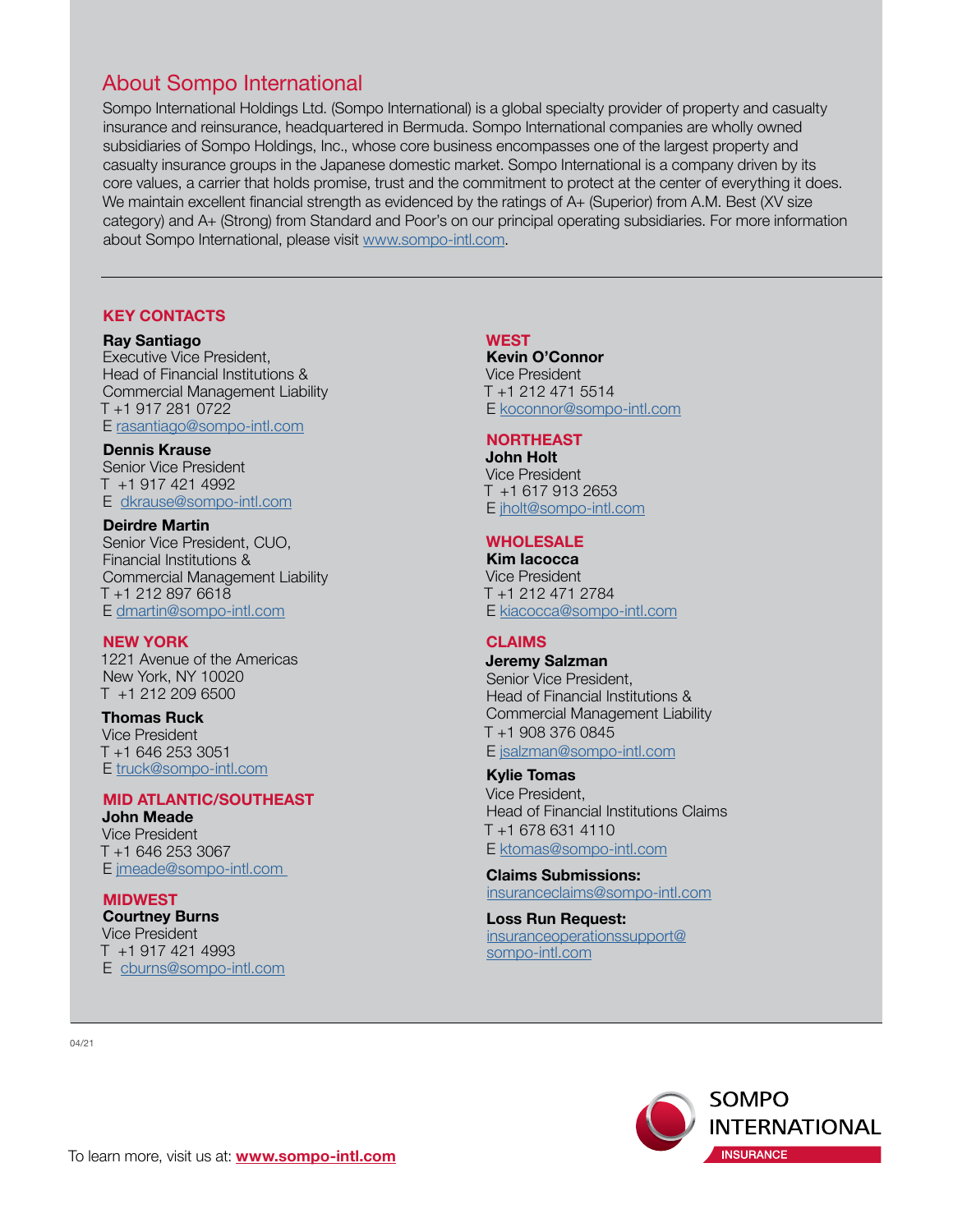## About Sompo International

Sompo International Holdings Ltd. (Sompo International) is a global specialty provider of property and casualty insurance and reinsurance, headquartered in Bermuda. Sompo International companies are wholly owned subsidiaries of Sompo Holdings, Inc., whose core business encompasses one of the largest property and casualty insurance groups in the Japanese domestic market. Sompo International is a company driven by its core values, a carrier that holds promise, trust and the commitment to protect at the center of everything it does. We maintain excellent financial strength as evidenced by the ratings of A+ (Superior) from A.M. Best (XV size category) and A+ (Strong) from Standard and Poor's on our principal operating subsidiaries. For more information about Sompo International, please visit www.sompo-intl.com.

---

### KEY CONTACTS

**Ray Santiago**
Executive Vice President,
Head of Financial Institutions &
Commercial Management Liability
T +1 917 281 0722
E rasantiago@sompo-intl.com

**Dennis Krause**
Senior Vice President
T +1 917 421 4992
E dkrause@sompo-intl.com

**Deirdre Martin**
Senior Vice President, CUO,
Financial Institutions &
Commercial Management Liability
T +1 212 897 6618
E dmartin@sompo-intl.com

### NEW YORK

1221 Avenue of the Americas
New York, NY 10020
T +1 212 209 6500

**Thomas Ruck**
Vice President
T +1 646 253 3051
E truck@sompo-intl.com

### MID ATLANTIC/SOUTHEAST

**John Meade**
Vice President
T +1 646 253 3067
E jmeade@sompo-intl.com

### MIDWEST

**Courtney Burns**
Vice President
T +1 917 421 4993
E cburns@sompo-intl.com

### WEST

**Kevin O'Connor**
Vice President
T +1 212 471 5514
E koconnor@sompo-intl.com

### NORTHEAST

**John Holt**
Vice President
T +1 617 913 2653
E jholt@sompo-intl.com

### WHOLESALE

**Kim Iacocca**
Vice President
T +1 212 471 2784
E kiacocca@sompo-intl.com

### CLAIMS

**Jeremy Salzman**
Senior Vice President,
Head of Financial Institutions &
Commercial Management Liability
T +1 908 376 0845
E jsalzman@sompo-intl.com

**Kylie Tomas**
Vice President,
Head of Financial Institutions Claims
T +1 678 631 4110
E ktomas@sompo-intl.com

**Claims Submissions:**
insuranceclaims@sompo-intl.com

**Loss Run Request:**
insuranceoperationssupport@sompo-intl.com

04/21

To learn more, visit us at: **www.sompo-intl.com**

SOMPO INTERNATIONAL
INSURANCE